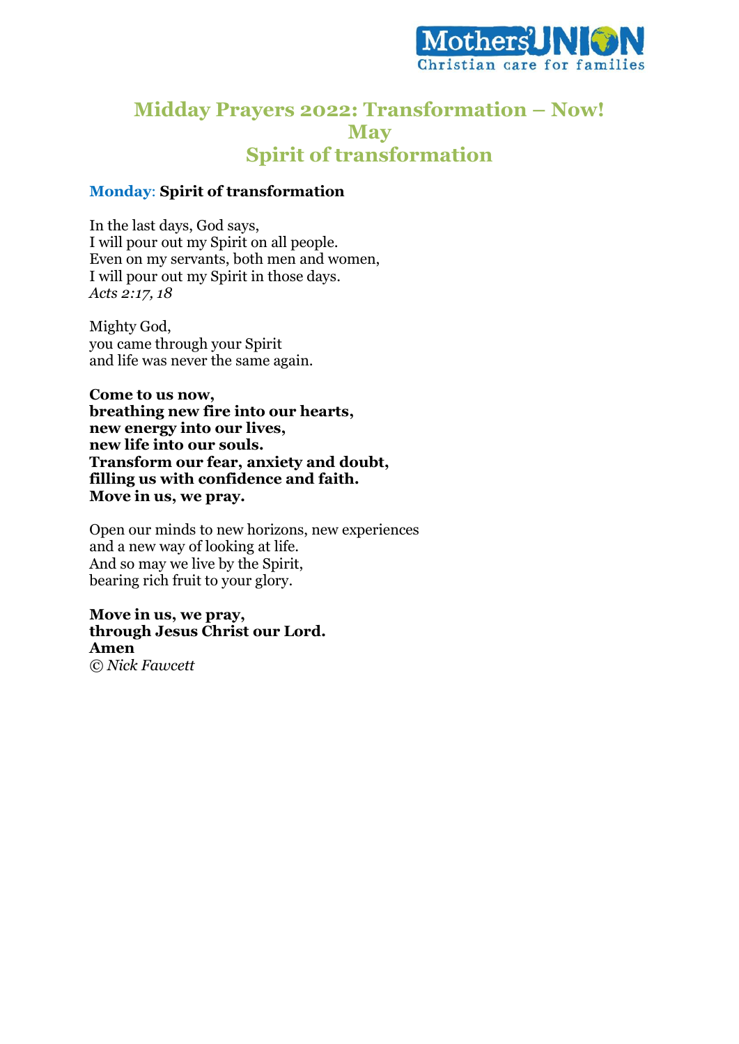Mothers' Union
Christian care for families

# Midday Prayers 2022: Transformation – Now!
# May
# Spirit of transformation

## Monday: Spirit of transformation

In the last days, God says,
I will pour out my Spirit on all people.
Even on my servants, both men and women,
I will pour out my Spirit in those days.
*Acts 2:17, 18*

Mighty God,
you came through your Spirit
and life was never the same again.

**Come to us now,**
**breathing new fire into our hearts,**
**new energy into our lives,**
**new life into our souls.**
**Transform our fear, anxiety and doubt,**
**filling us with confidence and faith.**
**Move in us, we pray.**

Open our minds to new horizons, new experiences
and a new way of looking at life.
And so may we live by the Spirit,
bearing rich fruit to your glory.

**Move in us, we pray,**
**through Jesus Christ our Lord.**
**Amen**
© *Nick Fawcett*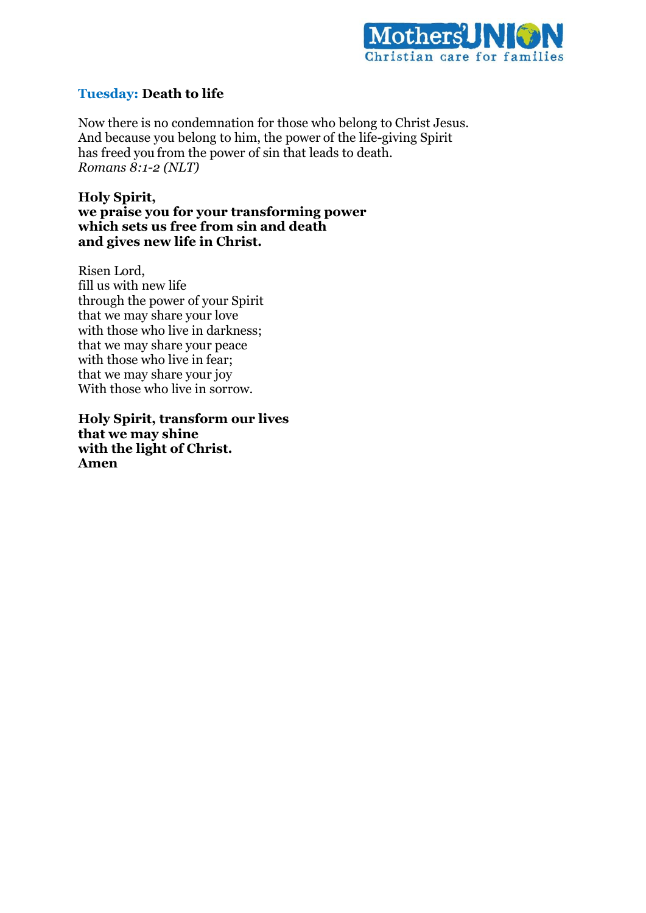## Tuesday: Death to life

Now there is no condemnation for those who belong to Christ Jesus.
And because you belong to him, the power of the life-giving Spirit
has freed you from the power of sin that leads to death.
*Romans 8:1-2 (NLT)*

**Holy Spirit,**
**we praise you for your transforming power**
**which sets us free from sin and death**
**and gives new life in Christ.**

Risen Lord,
fill us with new life
through the power of your Spirit
that we may share your love
with those who live in darkness;
that we may share your peace
with those who live in fear;
that we may share your joy
With those who live in sorrow.

**Holy Spirit, transform our lives**
**that we may shine**
**with the light of Christ.**
**Amen**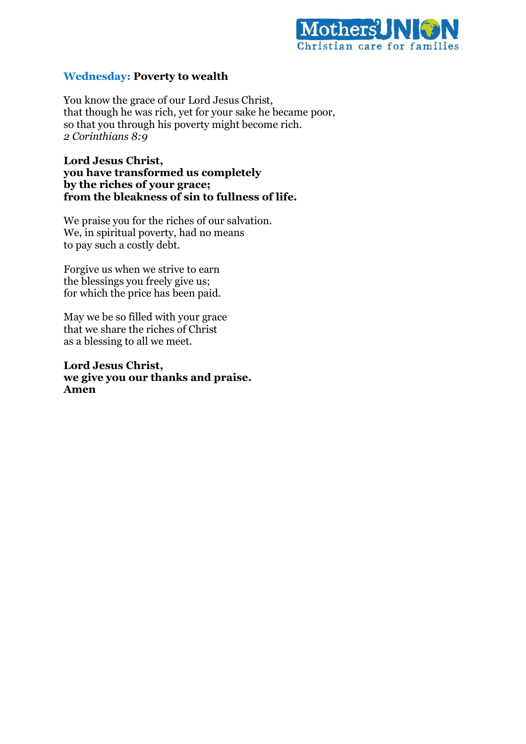## **Wednesday:** Poverty to wealth

You know the grace of our Lord Jesus Christ,
that though he was rich, yet for your sake he became poor,
so that you through his poverty might become rich.
*2 Corinthians 8:9*

**Lord Jesus Christ,**
**you have transformed us completely**
**by the riches of your grace;**
**from the bleakness of sin to fullness of life.**

We praise you for the riches of our salvation.
We, in spiritual poverty, had no means
to pay such a costly debt.

Forgive us when we strive to earn
the blessings you freely give us;
for which the price has been paid.

May we be so filled with your grace
that we share the riches of Christ
as a blessing to all we meet.

**Lord Jesus Christ,**
**we give you our thanks and praise.**
**Amen**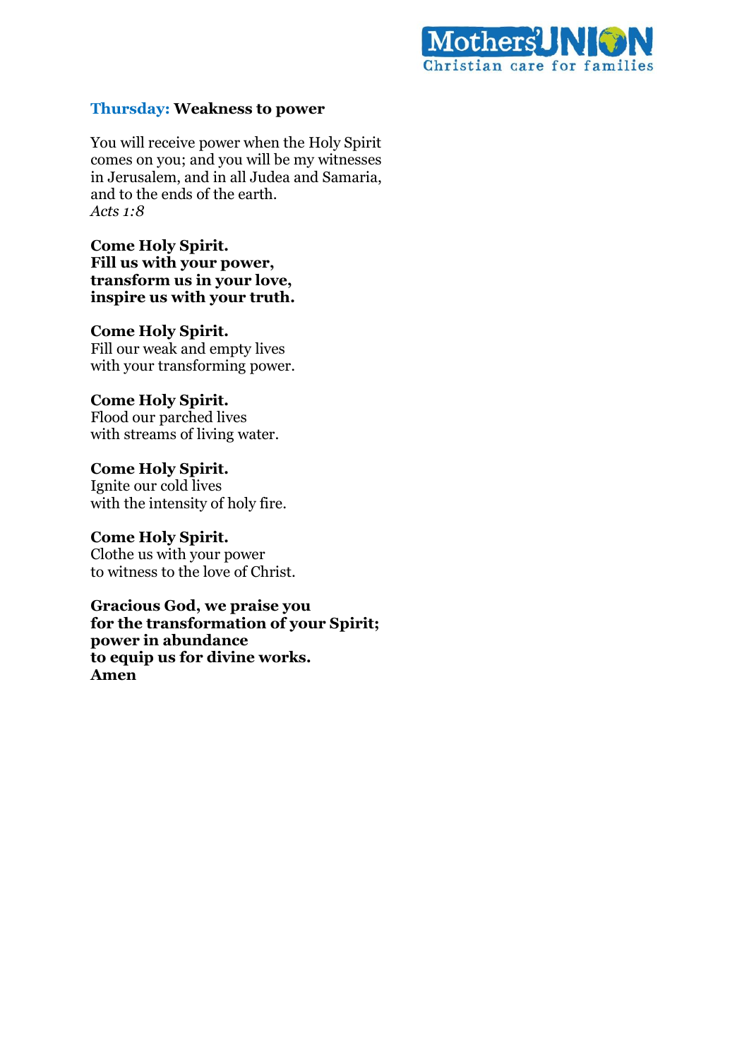## Thursday: Weakness to power

You will receive power when the Holy Spirit comes on you; and you will be my witnesses in Jerusalem, and in all Judea and Samaria, and to the ends of the earth.
*Acts 1:8*

**Come Holy Spirit.**
**Fill us with your power,**
**transform us in your love,**
**inspire us with your truth.**

**Come Holy Spirit.**
Fill our weak and empty lives
with your transforming power.

**Come Holy Spirit.**
Flood our parched lives
with streams of living water.

**Come Holy Spirit.**
Ignite our cold lives
with the intensity of holy fire.

**Come Holy Spirit.**
Clothe us with your power
to witness to the love of Christ.

**Gracious God, we praise you**
**for the transformation of your Spirit;**
**power in abundance**
**to equip us for divine works.**
**Amen**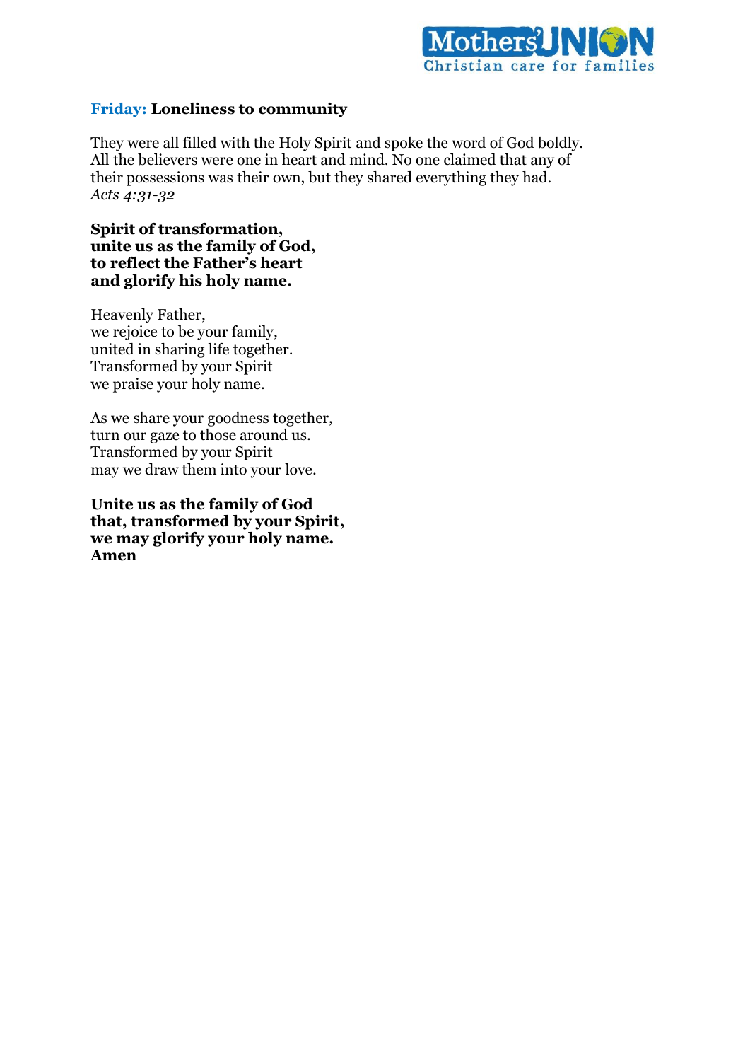## **Friday:** Loneliness to community

They were all filled with the Holy Spirit and spoke the word of God boldly. All the believers were one in heart and mind. No one claimed that any of their possessions was their own, but they shared everything they had.
*Acts 4:31-32*

**Spirit of transformation,**
**unite us as the family of God,**
**to reflect the Father's heart**
**and glorify his holy name.**

Heavenly Father,
we rejoice to be your family,
united in sharing life together.
Transformed by your Spirit
we praise your holy name.

As we share your goodness together,
turn our gaze to those around us.
Transformed by your Spirit
may we draw them into your love.

**Unite us as the family of God**
**that, transformed by your Spirit,**
**we may glorify your holy name.**
**Amen**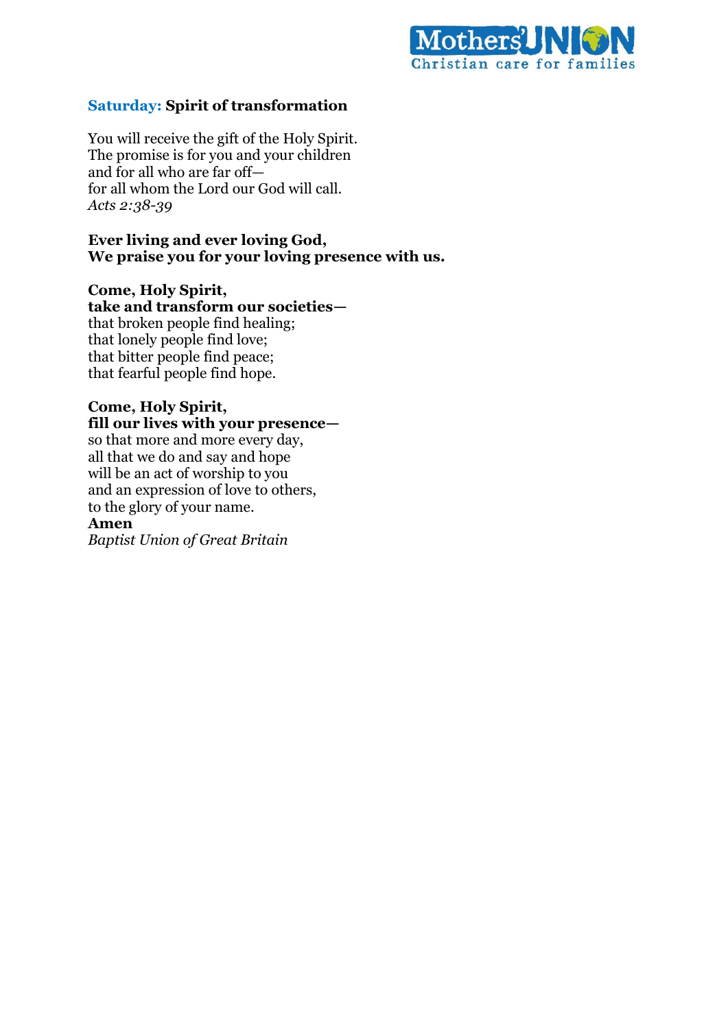## **Saturday:** Spirit of transformation

You will receive the gift of the Holy Spirit.
The promise is for you and your children
and for all who are far off—
for all whom the Lord our God will call.
*Acts 2:38-39*

**Ever living and ever loving God,**
**We praise you for your loving presence with us.**

**Come, Holy Spirit,**
**take and transform our societies—**
that broken people find healing;
that lonely people find love;
that bitter people find peace;
that fearful people find hope.

**Come, Holy Spirit,**
**fill our lives with your presence—**
so that more and more every day,
all that we do and say and hope
will be an act of worship to you
and an expression of love to others,
to the glory of your name.
**Amen**
*Baptist Union of Great Britain*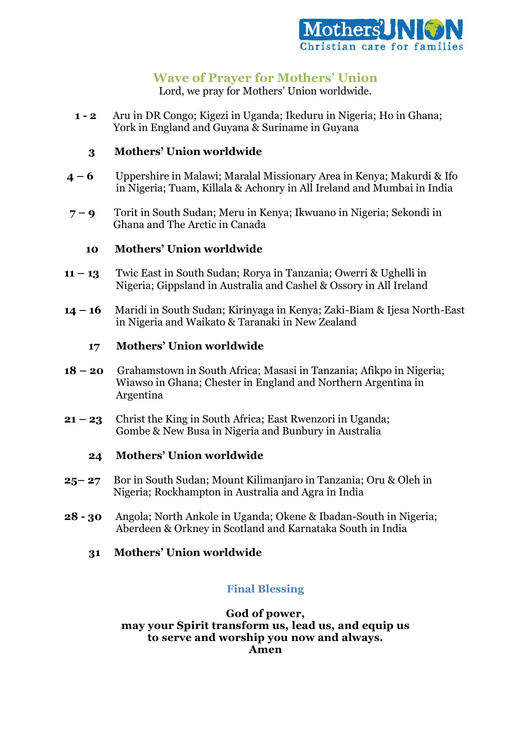Mothers' UNION
Christian care for families

## Wave of Prayer for Mothers' Union

Lord, we pray for Mothers' Union worldwide.

**1 - 2** Aru in DR Congo; Kigezi in Uganda; Ikeduru in Nigeria; Ho in Ghana; York in England and Guyana & Suriname in Guyana

**3** **Mothers' Union worldwide**

**4 – 6** Uppershire in Malawi; Maralal Missionary Area in Kenya; Makurdi & Ifo in Nigeria; Tuam, Killala & Achonry in All Ireland and Mumbai in India

**7 – 9** Torit in South Sudan; Meru in Kenya; Ikwuano in Nigeria; Sekondi in Ghana and The Arctic in Canada

**10** **Mothers' Union worldwide**

**11 – 13** Twic East in South Sudan; Rorya in Tanzania; Owerri & Ughelli in Nigeria; Gippsland in Australia and Cashel & Ossory in All Ireland

**14 – 16** Maridi in South Sudan; Kirinyaga in Kenya; Zaki-Biam & Ijesa North-East in Nigeria and Waikato & Taranaki in New Zealand

**17** **Mothers' Union worldwide**

**18 – 20** Grahamstown in South Africa; Masasi in Tanzania; Afikpo in Nigeria; Wiawso in Ghana; Chester in England and Northern Argentina in Argentina

**21 – 23** Christ the King in South Africa; East Rwenzori in Uganda; Gombe & New Busa in Nigeria and Bunbury in Australia

**24** **Mothers' Union worldwide**

**25– 27** Bor in South Sudan; Mount Kilimanjaro in Tanzania; Oru & Oleh in Nigeria; Rockhampton in Australia and Agra in India

**28 - 30** Angola; North Ankole in Uganda; Okene & Ibadan-South in Nigeria; Aberdeen & Orkney in Scotland and Karnataka South in India

**31** **Mothers' Union worldwide**

## Final Blessing

**God of power,**
**may your Spirit transform us, lead us, and equip us**
**to serve and worship you now and always.**
**Amen**